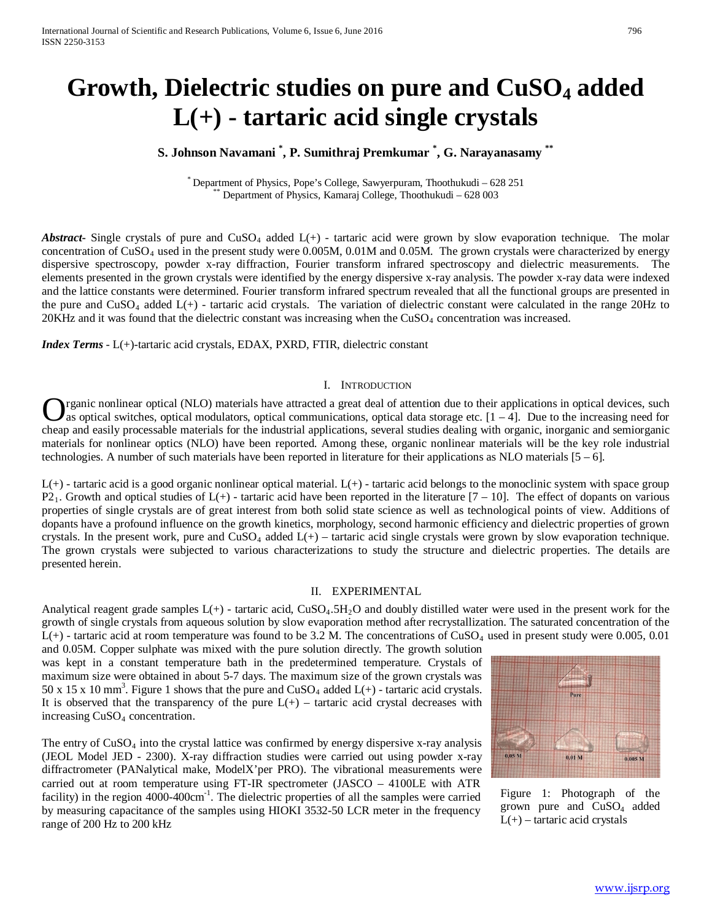# Growth, Dielectric studies on pure and $CuSO_4$ added L(+) - tartaric acid single crystals

**S. Johnson Navamani [*], P. Sumithraj Premkumar [*], G. Narayanasamy [**]**

[*] Department of Physics, Pope's College, Sawyerpuram, Thoothukudi – 628 251
[**] Department of Physics, Kamaraj College, Thoothukudi – 628 003

***Abstract-*** Single crystals of pure and $CuSO_4$ added L(+) - tartaric acid were grown by slow evaporation technique. The molar concentration of $CuSO_4$ used in the present study were 0.005M, 0.01M and 0.05M. The grown crystals were characterized by energy dispersive spectroscopy, powder x-ray diffraction, Fourier transform infrared spectroscopy and dielectric measurements. The elements presented in the grown crystals were identified by the energy dispersive x-ray analysis. The powder x-ray data were indexed and the lattice constants were determined. Fourier transform infrared spectrum revealed that all the functional groups are presented in the pure and $CuSO_4$ added L(+) - tartaric acid crystals. The variation of dielectric constant were calculated in the range 20Hz to 20KHz and it was found that the dielectric constant was increasing when the $CuSO_4$ concentration was increased.

***Index Terms*** - L(+)-tartaric acid crystals, EDAX, PXRD, FTIR, dielectric constant

## I. Introduction

Organic nonlinear optical (NLO) materials have attracted a great deal of attention due to their applications in optical devices, such as optical switches, optical modulators, optical communications, optical data storage etc. [1 – 4]. Due to the increasing need for cheap and easily processable materials for the industrial applications, several studies dealing with organic, inorganic and semiorganic materials for nonlinear optics (NLO) have been reported. Among these, organic nonlinear materials will be the key role industrial technologies. A number of such materials have been reported in literature for their applications as NLO materials [5 – 6].

L(+) - tartaric acid is a good organic nonlinear optical material. L(+) - tartaric acid belongs to the monoclinic system with space group $P2_1$. Growth and optical studies of L(+) - tartaric acid have been reported in the literature [7 – 10]. The effect of dopants on various properties of single crystals are of great interest from both solid state science as well as technological points of view. Additions of dopants have a profound influence on the growth kinetics, morphology, second harmonic efficiency and dielectric properties of grown crystals. In the present work, pure and $CuSO_4$ added L(+) – tartaric acid single crystals were grown by slow evaporation technique. The grown crystals were subjected to various characterizations to study the structure and dielectric properties. The details are presented herein.

## II. Experimental

Analytical reagent grade samples L(+) - tartaric acid, $CuSO_4.5H_2O$ and doubly distilled water were used in the present work for the growth of single crystals from aqueous solution by slow evaporation method after recrystallization. The saturated concentration of the L(+) - tartaric acid at room temperature was found to be 3.2 M. The concentrations of $CuSO_4$ used in present study were 0.005, 0.01 and 0.05M. Copper sulphate was mixed with the pure solution directly. The growth solution was kept in a constant temperature bath in the predetermined temperature. Crystals of maximum size were obtained in about 5-7 days. The maximum size of the grown crystals was 50 x 15 x 10 $mm^3$. Figure 1 shows that the pure and $CuSO_4$ added L(+) - tartaric acid crystals. It is observed that the transparency of the pure L(+) – tartaric acid crystal decreases with increasing $CuSO_4$ concentration.

Figure 1: Photograph of the grown pure and $CuSO_4$ added L(+) – tartaric acid crystals

The entry of $CuSO_4$ into the crystal lattice was confirmed by energy dispersive x-ray analysis (JEOL Model JED - 2300). X-ray diffraction studies were carried out using powder x-ray diffractrometer (PANalytical make, ModelX'per PRO). The vibrational measurements were carried out at room temperature using FT-IR spectrometer (JASCO – 4100LE with ATR facility) in the region 4000-400$cm^{-1}$. The dielectric properties of all the samples were carried by measuring capacitance of the samples using HIOKI 3532-50 LCR meter in the frequency range of 200 Hz to 200 kHz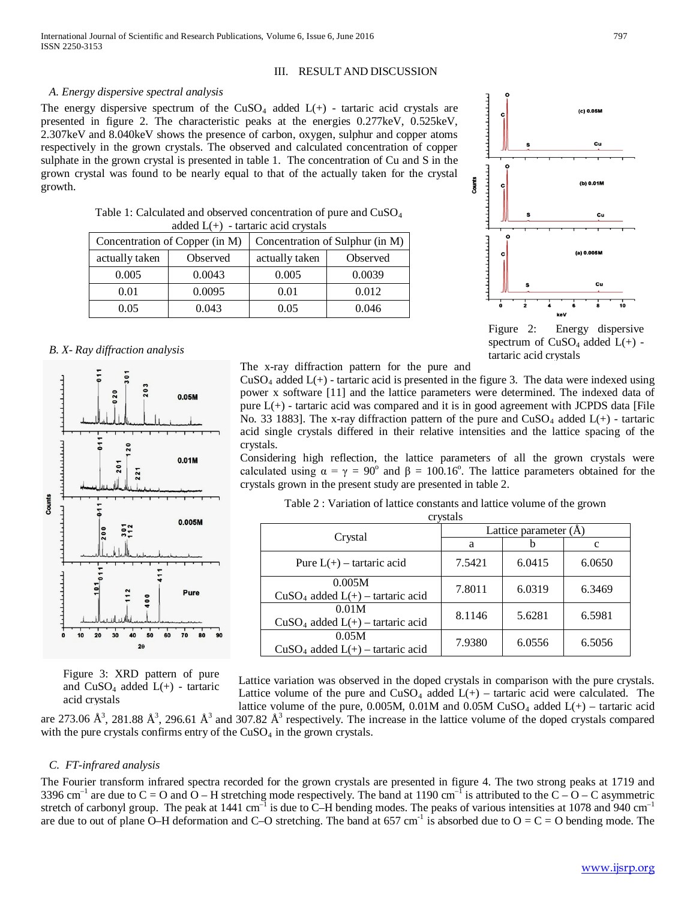## III. RESULT AND DISCUSSION

### *A. Energy dispersive spectral analysis*

The energy dispersive spectrum of the $CuSO_4$ added L(+) - tartaric acid crystals are presented in figure 2. The characteristic peaks at the energies 0.277keV, 0.525keV, 2.307keV and 8.040keV shows the presence of carbon, oxygen, sulphur and copper atoms respectively in the grown crystals. The observed and calculated concentration of copper sulphate in the grown crystal is presented in table 1. The concentration of Cu and S in the grown crystal was found to be nearly equal to that of the actually taken for the crystal growth.

Table 1: Calculated and observed concentration of pure and $CuSO_4$ added L(+) - tartaric acid crystals

| Concentration of Copper (in M) | | Concentration of Sulphur (in M) | |
|---|---|---|---|
| actually taken | Observed | actually taken | Observed |
| 0.005 | 0.0043 | 0.005 | 0.0039 |
| 0.01 | 0.0095 | 0.01 | 0.012 |
| 0.05 | 0.043 | 0.05 | 0.046 |

Figure 2: Energy dispersive spectrum of $CuSO_4$ added L(+) - tartaric acid crystals

### *B. X- Ray diffraction analysis*

The x-ray diffraction pattern for the pure and $CuSO_4$ added L(+) - tartaric acid is presented in the figure 3. The data were indexed using power x software [11] and the lattice parameters were determined. The indexed data of pure L(+) - tartaric acid was compared and it is in good agreement with JCPDS data [File No. 33 1883]. The x-ray diffraction pattern of the pure and $CuSO_4$ added L(+) - tartaric acid single crystals differed in their relative intensities and the lattice spacing of the crystals.

Considering high reflection, the lattice parameters of all the grown crystals were calculated using $\alpha = \gamma = 90^{o}$ and $\beta = 100.16^{o}$. The lattice parameters obtained for the crystals grown in the present study are presented in table 2.

Table 2 : Variation of lattice constants and lattice volume of the grown crystals

| Crystal | Lattice parameter (Å) | | |
|---|---|---|---|
| | a | b | c |
| Pure L(+) – tartaric acid | 7.5421 | 6.0415 | 6.0650 |
| 0.005M $CuSO_4$ added L(+) – tartaric acid | 7.8011 | 6.0319 | 6.3469 |
| 0.01M $CuSO_4$ added L(+) – tartaric acid | 8.1146 | 5.6281 | 6.5981 |
| 0.05M $CuSO_4$ added L(+) – tartaric acid | 7.9380 | 6.0556 | 6.5056 |

Figure 3: XRD pattern of pure and $CuSO_4$ added L(+) - tartaric acid crystals

Lattice variation was observed in the doped crystals in comparison with the pure crystals. Lattice volume of the pure and $CuSO_4$ added L(+) – tartaric acid were calculated. The lattice volume of the pure, 0.005M, 0.01M and 0.05M $CuSO_4$ added L(+) – tartaric acid are 273.06 Å$^3$, 281.88 Å$^3$, 296.61 Å$^3$ and 307.82 Å$^3$ respectively. The increase in the lattice volume of the doped crystals compared with the pure crystals confirms entry of the $CuSO_4$ in the grown crystals.

### *C. FT-infrared analysis*

The Fourier transform infrared spectra recorded for the grown crystals are presented in figure 4. The two strong peaks at 1719 and 3396 cm$^{-1}$ are due to C = O and O – H stretching mode respectively. The band at 1190 cm$^{-1}$ is attributed to the C – O – C asymmetric stretch of carbonyl group. The peak at 1441 cm$^{-1}$ is due to C–H bending modes. The peaks of various intensities at 1078 and 940 cm$^{-1}$ are due to out of plane O–H deformation and C–O stretching. The band at 657 cm$^{-1}$ is absorbed due to O = C = O bending mode. The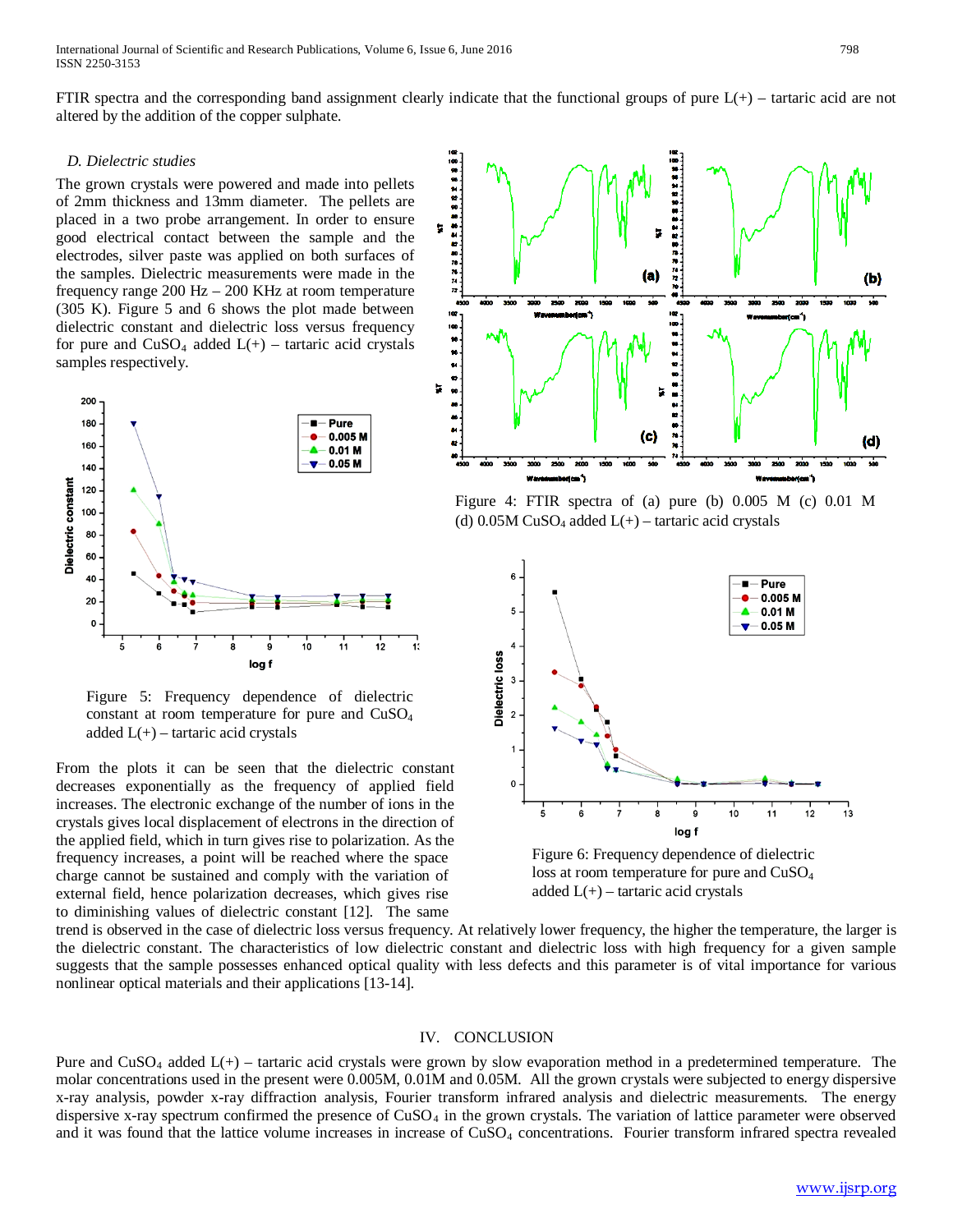FTIR spectra and the corresponding band assignment clearly indicate that the functional groups of pure L(+) – tartaric acid are not altered by the addition of the copper sulphate.

### *D. Dielectric studies*

The grown crystals were powered and made into pellets of 2mm thickness and 13mm diameter. The pellets are placed in a two probe arrangement. In order to ensure good electrical contact between the sample and the electrodes, silver paste was applied on both surfaces of the samples. Dielectric measurements were made in the frequency range 200 Hz – 200 KHz at room temperature (305 K). Figure 5 and 6 shows the plot made between dielectric constant and dielectric loss versus frequency for pure and $CuSO_4$ added L(+) – tartaric acid crystals samples respectively.

Figure 4: FTIR spectra of (a) pure (b) 0.005 M (c) 0.01 M (d) 0.05M $CuSO_4$ added L(+) – tartaric acid crystals

Figure 5: Frequency dependence of dielectric constant at room temperature for pure and $CuSO_4$ added L(+) – tartaric acid crystals

Figure 6: Frequency dependence of dielectric loss at room temperature for pure and $CuSO_4$ added L(+) – tartaric acid crystals

From the plots it can be seen that the dielectric constant decreases exponentially as the frequency of applied field increases. The electronic exchange of the number of ions in the crystals gives local displacement of electrons in the direction of the applied field, which in turn gives rise to polarization. As the frequency increases, a point will be reached where the space charge cannot be sustained and comply with the variation of external field, hence polarization decreases, which gives rise to diminishing values of dielectric constant [12]. The same trend is observed in the case of dielectric loss versus frequency. At relatively lower frequency, the higher the temperature, the larger is the dielectric constant. The characteristics of low dielectric constant and dielectric loss with high frequency for a given sample suggests that the sample possesses enhanced optical quality with less defects and this parameter is of vital importance for various nonlinear optical materials and their applications [13-14].

## IV. CONCLUSION

Pure and $CuSO_4$ added L(+) – tartaric acid crystals were grown by slow evaporation method in a predetermined temperature. The molar concentrations used in the present were 0.005M, 0.01M and 0.05M. All the grown crystals were subjected to energy dispersive x-ray analysis, powder x-ray diffraction analysis, Fourier transform infrared analysis and dielectric measurements. The energy dispersive x-ray spectrum confirmed the presence of $CuSO_4$ in the grown crystals. The variation of lattice parameter were observed and it was found that the lattice volume increases in increase of $CuSO_4$ concentrations. Fourier transform infrared spectra revealed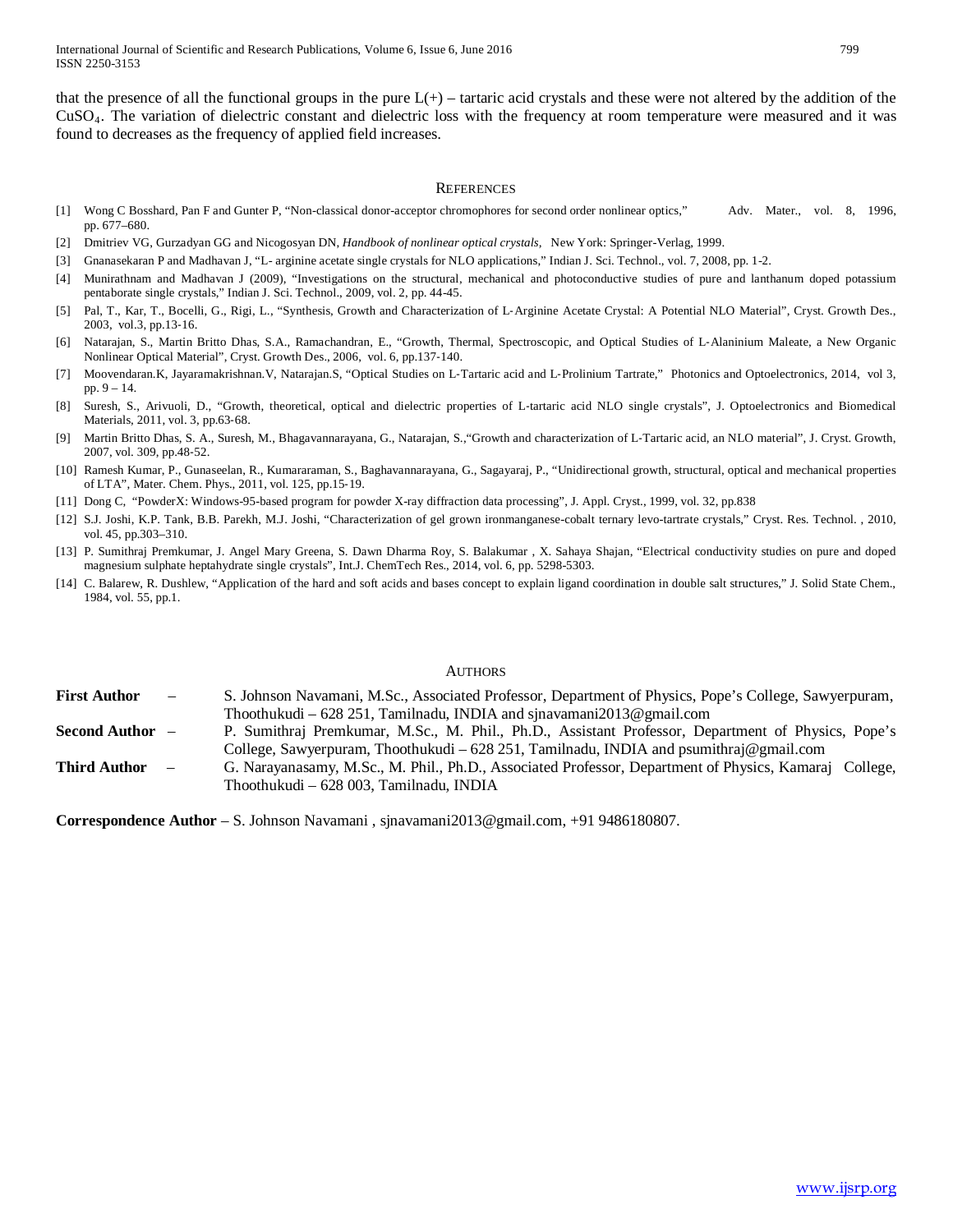that the presence of all the functional groups in the pure L(+) – tartaric acid crystals and these were not altered by the addition of the $CuSO_4$. The variation of dielectric constant and dielectric loss with the frequency at room temperature were measured and it was found to decreases as the frequency of applied field increases.

## References

[1] Wong C Bosshard, Pan F and Gunter P, "Non-classical donor-acceptor chromophores for second order nonlinear optics," Adv. Mater., vol. 8, 1996, pp. 677–680.

[2] Dmitriev VG, Gurzadyan GG and Nicogosyan DN, *Handbook of nonlinear optical crystals,* New York: Springer-Verlag, 1999.

[3] Gnanasekaran P and Madhavan J, "L- arginine acetate single crystals for NLO applications," Indian J. Sci. Technol., vol. 7, 2008, pp. 1-2.

[4] Munirathnam and Madhavan J (2009), "Investigations on the structural, mechanical and photoconductive studies of pure and lanthanum doped potassium pentaborate single crystals," Indian J. Sci. Technol., 2009, vol. 2, pp. 44-45.

[5] Pal, T., Kar, T., Bocelli, G., Rigi, L., "Synthesis, Growth and Characterization of L-Arginine Acetate Crystal: A Potential NLO Material", Cryst. Growth Des., 2003, vol.3, pp.13-16.

[6] Natarajan, S., Martin Britto Dhas, S.A., Ramachandran, E., "Growth, Thermal, Spectroscopic, and Optical Studies of L-Alaninium Maleate, a New Organic Nonlinear Optical Material", Cryst. Growth Des., 2006, vol. 6, pp.137-140.

[7] Moovendaran.K, Jayaramakrishnan.V, Natarajan.S, "Optical Studies on L-Tartaric acid and L-Prolinium Tartrate," Photonics and Optoelectronics, 2014, vol 3, pp. 9 – 14.

[8] Suresh, S., Arivuoli, D., "Growth, theoretical, optical and dielectric properties of L-tartaric acid NLO single crystals", J. Optoelectronics and Biomedical Materials, 2011, vol. 3, pp.63-68.

[9] Martin Britto Dhas, S. A., Suresh, M., Bhagavannarayana, G., Natarajan, S.,"Growth and characterization of L-Tartaric acid, an NLO material", J. Cryst. Growth, 2007, vol. 309, pp.48-52.

[10] Ramesh Kumar, P., Gunaseelan, R., Kumararaman, S., Baghavannarayana, G., Sagayaraj, P., "Unidirectional growth, structural, optical and mechanical properties of LTA", Mater. Chem. Phys., 2011, vol. 125, pp.15-19.

[11] Dong C, "PowderX: Windows-95-based program for powder X-ray diffraction data processing", J. Appl. Cryst., 1999, vol. 32, pp.838

[12] S.J. Joshi, K.P. Tank, B.B. Parekh, M.J. Joshi, "Characterization of gel grown ironmanganese-cobalt ternary levo-tartrate crystals," Cryst. Res. Technol. , 2010, vol. 45, pp.303–310.

[13] P. Sumithraj Premkumar, J. Angel Mary Greena, S. Dawn Dharma Roy, S. Balakumar , X. Sahaya Shajan, "Electrical conductivity studies on pure and doped magnesium sulphate heptahydrate single crystals", Int.J. ChemTech Res., 2014, vol. 6, pp. 5298-5303.

[14] C. Balarew, R. Dushlew, "Application of the hard and soft acids and bases concept to explain ligand coordination in double salt structures," J. Solid State Chem., 1984, vol. 55, pp.1.

## Authors

**First Author** – S. Johnson Navamani, M.Sc., Associated Professor, Department of Physics, Pope's College, Sawyerpuram, Thoothukudi – 628 251, Tamilnadu, INDIA and sjnavamani2013@gmail.com

**Second Author** – P. Sumithraj Premkumar, M.Sc., M. Phil., Ph.D., Assistant Professor, Department of Physics, Pope's College, Sawyerpuram, Thoothukudi – 628 251, Tamilnadu, INDIA and psumithraj@gmail.com

**Third Author** – G. Narayanasamy, M.Sc., M. Phil., Ph.D., Associated Professor, Department of Physics, Kamaraj College, Thoothukudi – 628 003, Tamilnadu, INDIA

**Correspondence Author** – S. Johnson Navamani , sjnavamani2013@gmail.com, +91 9486180807.